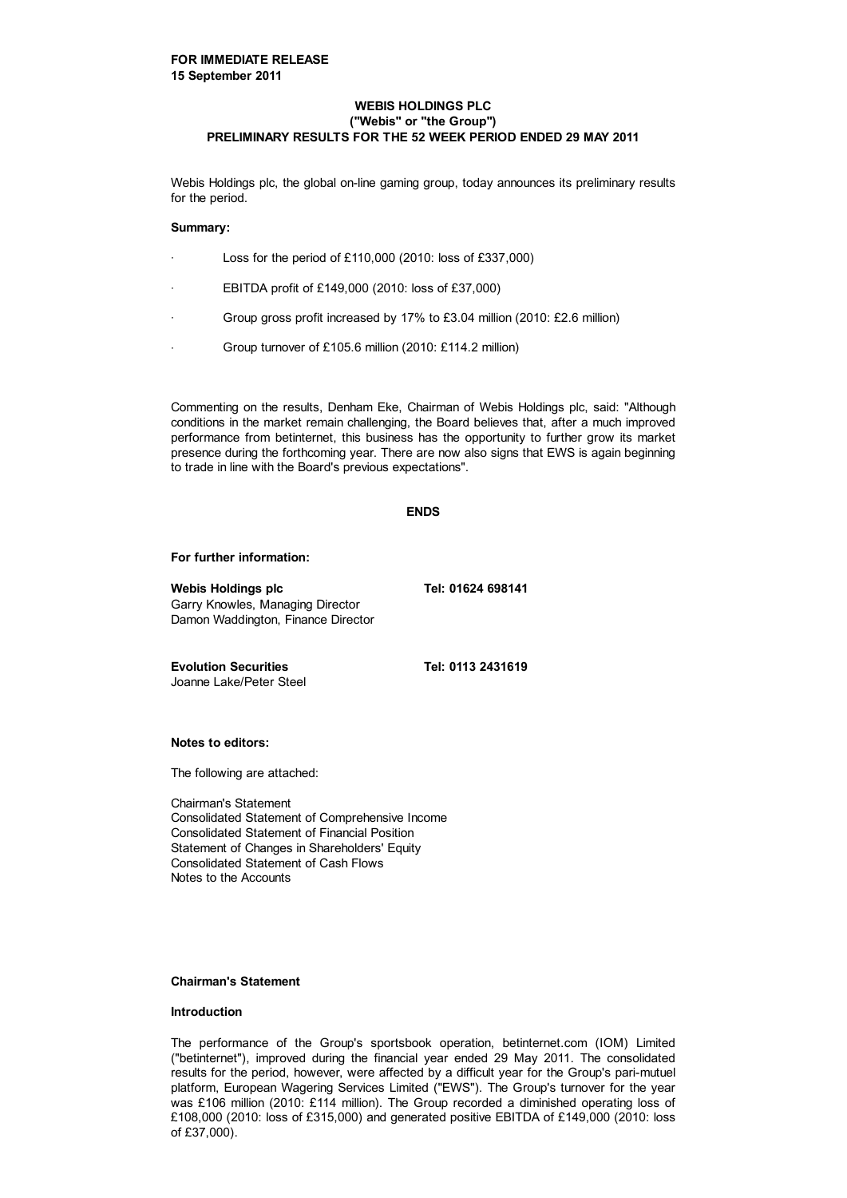**FOR IMMEDIATE RELEASE**
**15 September 2011**

# WEBIS HOLDINGS PLC
## ("Webis" or "the Group")
## PRELIMINARY RESULTS FOR THE 52 WEEK PERIOD ENDED 29 MAY 2011

Webis Holdings plc, the global on-line gaming group, today announces its preliminary results for the period.

**Summary:**

- Loss for the period of £110,000 (2010: loss of £337,000)
- EBITDA profit of £149,000 (2010: loss of £37,000)
- Group gross profit increased by 17% to £3.04 million (2010: £2.6 million)
- Group turnover of £105.6 million (2010: £114.2 million)

Commenting on the results, Denham Eke, Chairman of Webis Holdings plc, said: "Although conditions in the market remain challenging, the Board believes that, after a much improved performance from betinternet, this business has the opportunity to further grow its market presence during the forthcoming year. There are now also signs that EWS is again beginning to trade in line with the Board's previous expectations".

**ENDS**

**For further information:**

| | |
|---|---|
| **Webis Holdings plc** | **Tel: 01624 698141** |
| Garry Knowles, Managing Director | |
| Damon Waddington, Finance Director | |
| | |
| **Evolution Securities** | **Tel: 0113 2431619** |
| Joanne Lake/Peter Steel | |

**Notes to editors:**

The following are attached:

Chairman's Statement
Consolidated Statement of Comprehensive Income
Consolidated Statement of Financial Position
Statement of Changes in Shareholders' Equity
Consolidated Statement of Cash Flows
Notes to the Accounts

## Chairman's Statement

### Introduction

The performance of the Group's sportsbook operation, betinternet.com (IOM) Limited ("betinternet"), improved during the financial year ended 29 May 2011. The consolidated results for the period, however, were affected by a difficult year for the Group's pari-mutuel platform, European Wagering Services Limited ("EWS"). The Group's turnover for the year was £106 million (2010: £114 million). The Group recorded a diminished operating loss of £108,000 (2010: loss of £315,000) and generated positive EBITDA of £149,000 (2010: loss of £37,000).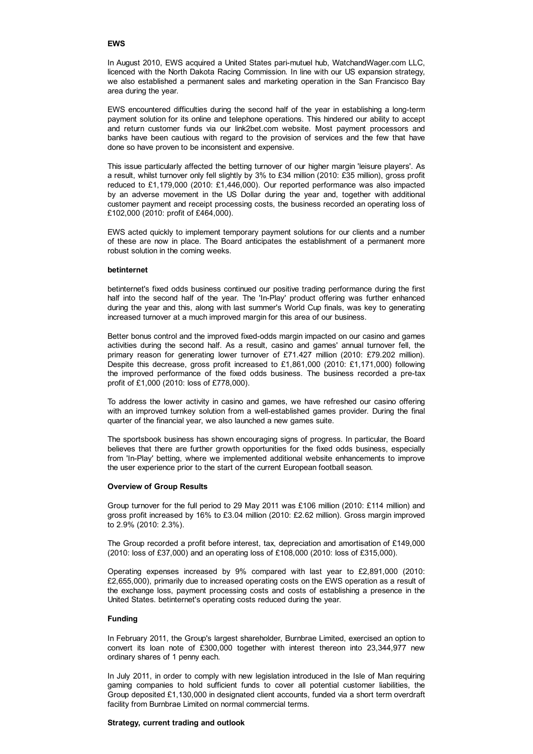**EWS**

In August 2010, EWS acquired a United States pari-mutuel hub, WatchandWager.com LLC, licenced with the North Dakota Racing Commission. In line with our US expansion strategy, we also established a permanent sales and marketing operation in the San Francisco Bay area during the year.

EWS encountered difficulties during the second half of the year in establishing a long-term payment solution for its online and telephone operations. This hindered our ability to accept and return customer funds via our link2bet.com website. Most payment processors and banks have been cautious with regard to the provision of services and the few that have done so have proven to be inconsistent and expensive.

This issue particularly affected the betting turnover of our higher margin 'leisure players'. As a result, whilst turnover only fell slightly by 3% to £34 million (2010: £35 million), gross profit reduced to £1,179,000 (2010: £1,446,000). Our reported performance was also impacted by an adverse movement in the US Dollar during the year and, together with additional customer payment and receipt processing costs, the business recorded an operating loss of £102,000 (2010: profit of £464,000).

EWS acted quickly to implement temporary payment solutions for our clients and a number of these are now in place. The Board anticipates the establishment of a permanent more robust solution in the coming weeks.

**betinternet**

betinternet's fixed odds business continued our positive trading performance during the first half into the second half of the year. The 'In-Play' product offering was further enhanced during the year and this, along with last summer's World Cup finals, was key to generating increased turnover at a much improved margin for this area of our business.

Better bonus control and the improved fixed-odds margin impacted on our casino and games activities during the second half. As a result, casino and games' annual turnover fell, the primary reason for generating lower turnover of £71.427 million (2010: £79.202 million). Despite this decrease, gross profit increased to £1,861,000 (2010: £1,171,000) following the improved performance of the fixed odds business. The business recorded a pre-tax profit of £1,000 (2010: loss of £778,000).

To address the lower activity in casino and games, we have refreshed our casino offering with an improved turnkey solution from a well-established games provider. During the final quarter of the financial year, we also launched a new games suite.

The sportsbook business has shown encouraging signs of progress. In particular, the Board believes that there are further growth opportunities for the fixed odds business, especially from 'In-Play' betting, where we implemented additional website enhancements to improve the user experience prior to the start of the current European football season.

**Overview of Group Results**

Group turnover for the full period to 29 May 2011 was £106 million (2010: £114 million) and gross profit increased by 16% to £3.04 million (2010: £2.62 million). Gross margin improved to 2.9% (2010: 2.3%).

The Group recorded a profit before interest, tax, depreciation and amortisation of £149,000 (2010: loss of £37,000) and an operating loss of £108,000 (2010: loss of £315,000).

Operating expenses increased by 9% compared with last year to £2,891,000 (2010: £2,655,000), primarily due to increased operating costs on the EWS operation as a result of the exchange loss, payment processing costs and costs of establishing a presence in the United States. betinternet's operating costs reduced during the year.

**Funding**

In February 2011, the Group's largest shareholder, Burnbrae Limited, exercised an option to convert its loan note of £300,000 together with interest thereon into 23,344,977 new ordinary shares of 1 penny each.

In July 2011, in order to comply with new legislation introduced in the Isle of Man requiring gaming companies to hold sufficient funds to cover all potential customer liabilities, the Group deposited £1,130,000 in designated client accounts, funded via a short term overdraft facility from Burnbrae Limited on normal commercial terms.

**Strategy, current trading and outlook**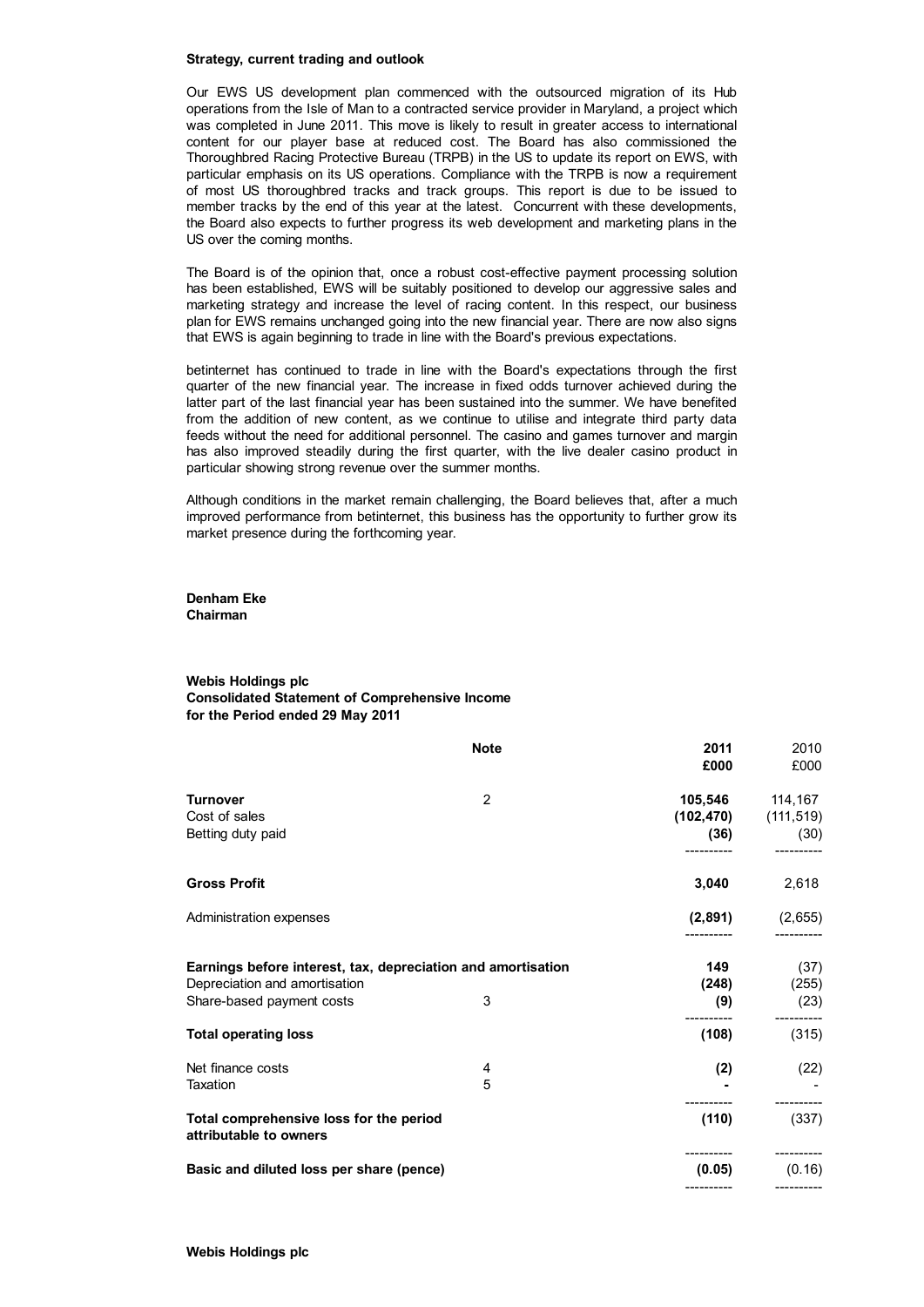**Strategy, current trading and outlook**

Our EWS US development plan commenced with the outsourced migration of its Hub operations from the Isle of Man to a contracted service provider in Maryland, a project which was completed in June 2011. This move is likely to result in greater access to international content for our player base at reduced cost. The Board has also commissioned the Thoroughbred Racing Protective Bureau (TRPB) in the US to update its report on EWS, with particular emphasis on its US operations. Compliance with the TRPB is now a requirement of most US thoroughbred tracks and track groups. This report is due to be issued to member tracks by the end of this year at the latest. Concurrent with these developments, the Board also expects to further progress its web development and marketing plans in the US over the coming months.

The Board is of the opinion that, once a robust cost-effective payment processing solution has been established, EWS will be suitably positioned to develop our aggressive sales and marketing strategy and increase the level of racing content. In this respect, our business plan for EWS remains unchanged going into the new financial year. There are now also signs that EWS is again beginning to trade in line with the Board's previous expectations.

betinternet has continued to trade in line with the Board's expectations through the first quarter of the new financial year. The increase in fixed odds turnover achieved during the latter part of the last financial year has been sustained into the summer. We have benefited from the addition of new content, as we continue to utilise and integrate third party data feeds without the need for additional personnel. The casino and games turnover and margin has also improved steadily during the first quarter, with the live dealer casino product in particular showing strong revenue over the summer months.

Although conditions in the market remain challenging, the Board believes that, after a much improved performance from betinternet, this business has the opportunity to further grow its market presence during the forthcoming year.

**Denham Eke**
**Chairman**

**Webis Holdings plc**
**Consolidated Statement of Comprehensive Income**
**for the Period ended 29 May 2011**

| | Note | 2011 £000 | 2010 £000 |
|---|---|---|---|
| **Turnover** | 2 | **105,546** | 114,167 |
| Cost of sales | | **(102,470)** | (111,519) |
| Betting duty paid | | **(36)** | (30) |
| **Gross Profit** | | **3,040** | 2,618 |
| Administration expenses | | **(2,891)** | (2,655) |
| **Earnings before interest, tax, depreciation and amortisation** | | **149** | (37) |
| Depreciation and amortisation | | **(248)** | (255) |
| Share-based payment costs | 3 | **(9)** | (23) |
| **Total operating loss** | | **(108)** | (315) |
| Net finance costs | 4 | **(2)** | (22) |
| Taxation | 5 | **-** | - |
| **Total comprehensive loss for the period attributable to owners** | | **(110)** | (337) |
| **Basic and diluted loss per share (pence)** | | **(0.05)** | (0.16) |

**Webis Holdings plc**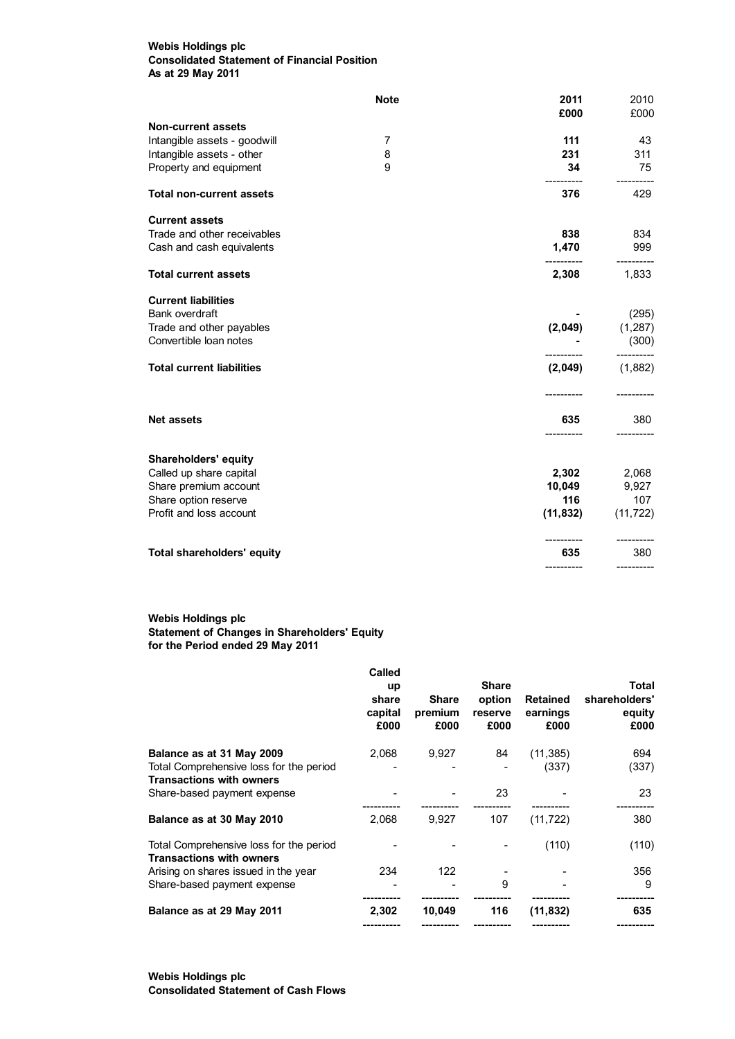**Webis Holdings plc**
**Consolidated Statement of Financial Position**
**As at 29 May 2011**

| | Note | 2011 £000 | 2010 £000 |
|---|---|---|---|
| **Non-current assets** | | | |
| Intangible assets - goodwill | 7 | **111** | 43 |
| Intangible assets - other | 8 | **231** | 311 |
| Property and equipment | 9 | **34** | 75 |
| **Total non-current assets** | | **376** | 429 |
| **Current assets** | | | |
| Trade and other receivables | | **838** | 834 |
| Cash and cash equivalents | | **1,470** | 999 |
| **Total current assets** | | **2,308** | 1,833 |
| **Current liabilities** | | | |
| Bank overdraft | | **-** | (295) |
| Trade and other payables | | **(2,049)** | (1,287) |
| Convertible loan notes | | **-** | (300) |
| **Total current liabilities** | | **(2,049)** | (1,882) |
| **Net assets** | | **635** | 380 |
| **Shareholders' equity** | | | |
| Called up share capital | | **2,302** | 2,068 |
| Share premium account | | **10,049** | 9,927 |
| Share option reserve | | **116** | 107 |
| Profit and loss account | | **(11,832)** | (11,722) |
| **Total shareholders' equity** | | **635** | 380 |

**Webis Holdings plc**
**Statement of Changes in Shareholders' Equity**
**for the Period ended 29 May 2011**

| | Called up share capital £000 | Share premium £000 | Share option reserve £000 | Retained earnings £000 | Total shareholders' equity £000 |
|---|---|---|---|---|---|
| **Balance as at 31 May 2009** | 2,068 | 9,927 | 84 | (11,385) | 694 |
| Total Comprehensive loss for the period | - | - | - | (337) | (337) |
| **Transactions with owners** | | | | | |
| Share-based payment expense | - | - | 23 | - | 23 |
| **Balance as at 30 May 2010** | 2,068 | 9,927 | 107 | (11,722) | 380 |
| Total Comprehensive loss for the period | - | - | - | (110) | (110) |
| **Transactions with owners** | | | | | |
| Arising on shares issued in the year | 234 | 122 | - | - | 356 |
| Share-based payment expense | - | - | 9 | - | 9 |
| **Balance as at 29 May 2011** | **2,302** | **10,049** | **116** | **(11,832)** | **635** |

**Webis Holdings plc**
**Consolidated Statement of Cash Flows**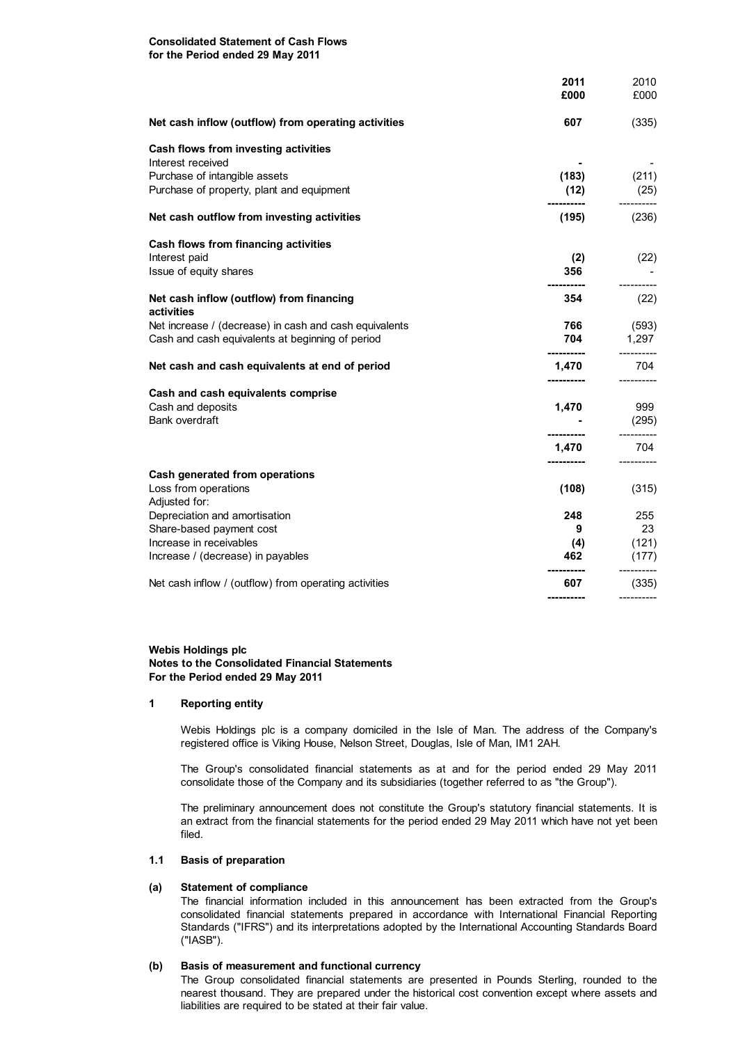**Consolidated Statement of Cash Flows**
**for the Period ended 29 May 2011**

| | **2011** **£000** | 2010 £000 |
|---|---|---|
| **Net cash inflow (outflow) from operating activities** | **607** | (335) |
| **Cash flows from investing activities** | | |
| Interest received | **-** | - |
| Purchase of intangible assets | **(183)** | (211) |
| Purchase of property, plant and equipment | **(12)** | (25) |
| **Net cash outflow from investing activities** | **(195)** | (236) |
| **Cash flows from financing activities** | | |
| Interest paid | **(2)** | (22) |
| Issue of equity shares | **356** | - |
| **Net cash inflow (outflow) from financing activities** | **354** | (22) |
| Net increase / (decrease) in cash and cash equivalents | **766** | (593) |
| Cash and cash equivalents at beginning of period | **704** | 1,297 |
| **Net cash and cash equivalents at end of period** | **1,470** | 704 |
| **Cash and cash equivalents comprise** | | |
| Cash and deposits | **1,470** | 999 |
| Bank overdraft | **-** | (295) |
| | **1,470** | 704 |
| **Cash generated from operations** | | |
| Loss from operations | **(108)** | (315) |
| Adjusted for: | | |
| Depreciation and amortisation | **248** | 255 |
| Share-based payment cost | **9** | 23 |
| Increase in receivables | **(4)** | (121) |
| Increase / (decrease) in payables | **462** | (177) |
| Net cash inflow / (outflow) from operating activities | **607** | (335) |

**Webis Holdings plc**
**Notes to the Consolidated Financial Statements**
**For the Period ended 29 May 2011**

**1 Reporting entity**

Webis Holdings plc is a company domiciled in the Isle of Man. The address of the Company's registered office is Viking House, Nelson Street, Douglas, Isle of Man, IM1 2AH.

The Group's consolidated financial statements as at and for the period ended 29 May 2011 consolidate those of the Company and its subsidiaries (together referred to as "the Group").

The preliminary announcement does not constitute the Group's statutory financial statements. It is an extract from the financial statements for the period ended 29 May 2011 which have not yet been filed.

**1.1 Basis of preparation**

**(a) Statement of compliance**

The financial information included in this announcement has been extracted from the Group's consolidated financial statements prepared in accordance with International Financial Reporting Standards ("IFRS") and its interpretations adopted by the International Accounting Standards Board ("IASB").

**(b) Basis of measurement and functional currency**

The Group consolidated financial statements are presented in Pounds Sterling, rounded to the nearest thousand. They are prepared under the historical cost convention except where assets and liabilities are required to be stated at their fair value.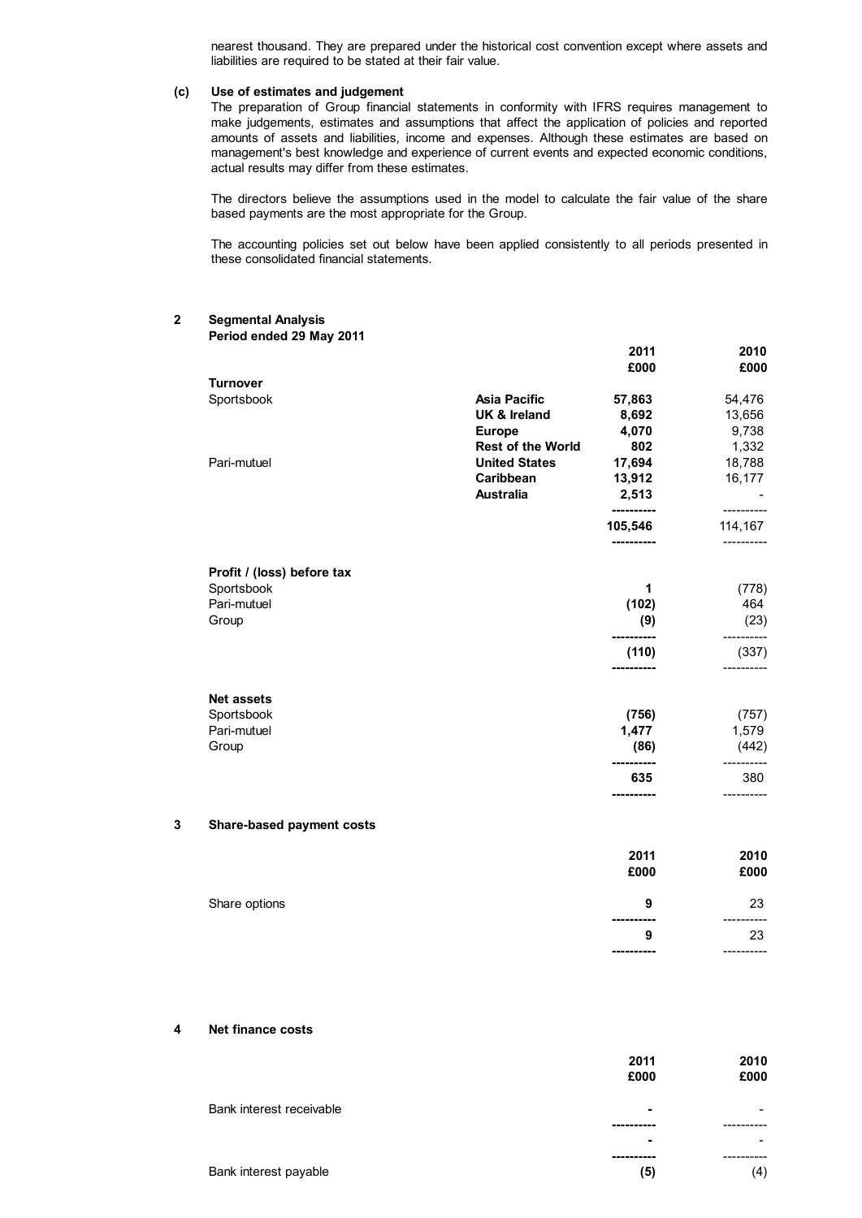nearest thousand. They are prepared under the historical cost convention except where assets and liabilities are required to be stated at their fair value.

**(c) Use of estimates and judgement**

The preparation of Group financial statements in conformity with IFRS requires management to make judgements, estimates and assumptions that affect the application of policies and reported amounts of assets and liabilities, income and expenses. Although these estimates are based on management's best knowledge and experience of current events and expected economic conditions, actual results may differ from these estimates.

The directors believe the assumptions used in the model to calculate the fair value of the share based payments are the most appropriate for the Group.

The accounting policies set out below have been applied consistently to all periods presented in these consolidated financial statements.

## 2 Segmental Analysis

**Period ended 29 May 2011**

| | | 2011 £000 | 2010 £000 |
|---|---|---|---|
| **Turnover** | | | |
| Sportsbook | **Asia Pacific** | **57,863** | 54,476 |
| | **UK & Ireland** | **8,692** | 13,656 |
| | **Europe** | **4,070** | 9,738 |
| | **Rest of the World** | **802** | 1,332 |
| Pari-mutuel | **United States** | **17,694** | 18,788 |
| | **Caribbean** | **13,912** | 16,177 |
| | **Australia** | **2,513** | - |
| | | **105,546** | 114,167 |
| **Profit / (loss) before tax** | | | |
| Sportsbook | | **1** | (778) |
| Pari-mutuel | | **(102)** | 464 |
| Group | | **(9)** | (23) |
| | | **(110)** | (337) |
| **Net assets** | | | |
| Sportsbook | | **(756)** | (757) |
| Pari-mutuel | | **1,477** | 1,579 |
| Group | | **(86)** | (442) |
| | | **635** | 380 |

## 3 Share-based payment costs

| | 2011 £000 | 2010 £000 |
|---|---|---|
| Share options | **9** | 23 |
| | **9** | 23 |

## 4 Net finance costs

| | 2011 £000 | 2010 £000 |
|---|---|---|
| Bank interest receivable | **-** | - |
| | **-** | - |
| Bank interest payable | **(5)** | (4) |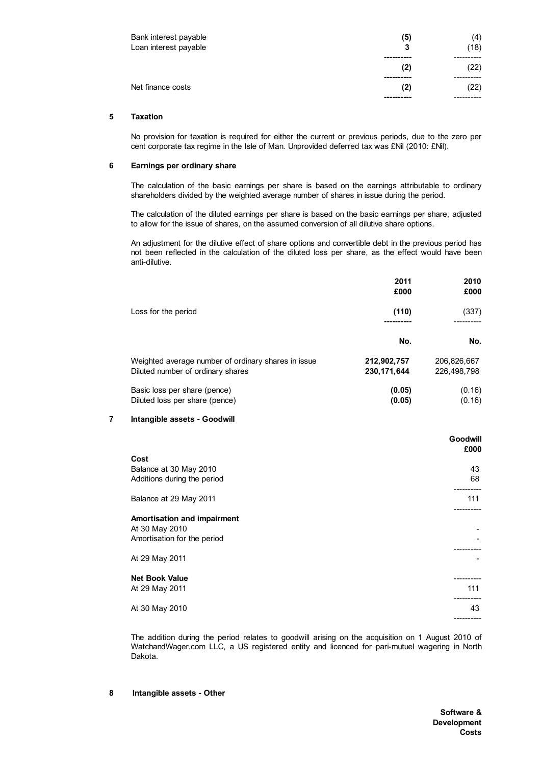| | | |
|---|---|---|
| Bank interest payable | **(5)** | (4) |
| Loan interest payable | **3** | (18) |
| | **(2)** | (22) |
| Net finance costs | **(2)** | (22) |

## 5 Taxation

No provision for taxation is required for either the current or previous periods, due to the zero per cent corporate tax regime in the Isle of Man. Unprovided deferred tax was £Nil (2010: £Nil).

## 6 Earnings per ordinary share

The calculation of the basic earnings per share is based on the earnings attributable to ordinary shareholders divided by the weighted average number of shares in issue during the period.

The calculation of the diluted earnings per share is based on the basic earnings per share, adjusted to allow for the issue of shares, on the assumed conversion of all dilutive share options.

An adjustment for the dilutive effect of share options and convertible debt in the previous period has not been reflected in the calculation of the diluted loss per share, as the effect would have been anti-dilutive.

| | **2011** | **2010** |
|---|---|---|
| | **£000** | **£000** |
| Loss for the period | **(110)** | (337) |
| | **No.** | **No.** |
| Weighted average number of ordinary shares in issue | **212,902,757** | 206,826,667 |
| Diluted number of ordinary shares | **230,171,644** | 226,498,798 |
| Basic loss per share (pence) | **(0.05)** | (0.16) |
| Diluted loss per share (pence) | **(0.05)** | (0.16) |

## 7 Intangible assets - Goodwill

| | **Goodwill £000** |
|---|---|
| **Cost** | |
| Balance at 30 May 2010 | 43 |
| Additions during the period | 68 |
| Balance at 29 May 2011 | 111 |
| **Amortisation and impairment** | |
| At 30 May 2010 | - |
| Amortisation for the period | - |
| At 29 May 2011 | - |
| **Net Book Value** | |
| At 29 May 2011 | 111 |
| At 30 May 2010 | 43 |

The addition during the period relates to goodwill arising on the acquisition on 1 August 2010 of WatchandWager.com LLC, a US registered entity and licenced for pari-mutuel wagering in North Dakota.

## 8 Intangible assets - Other

| | **Software & Development Costs** |
|---|---|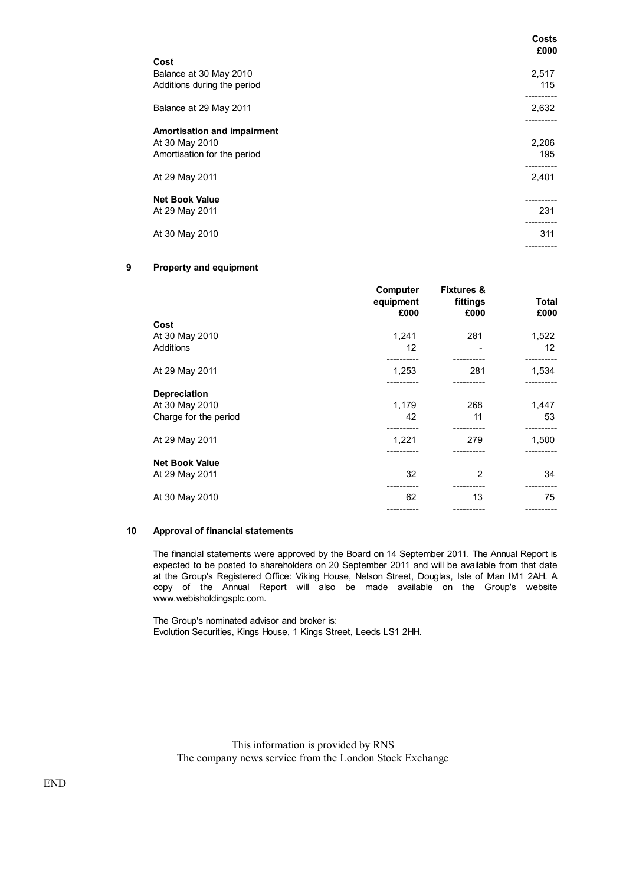| | Costs £000 |
|---|---|
| **Cost** | |
| Balance at 30 May 2010 | 2,517 |
| Additions during the period | 115 |
| Balance at 29 May 2011 | 2,632 |
| **Amortisation and impairment** | |
| At 30 May 2010 | 2,206 |
| Amortisation for the period | 195 |
| At 29 May 2011 | 2,401 |
| **Net Book Value** | |
| At 29 May 2011 | 231 |
| At 30 May 2010 | 311 |

**9 Property and equipment**

| | Computer equipment £000 | Fixtures & fittings £000 | Total £000 |
|---|---|---|---|
| **Cost** | | | |
| At 30 May 2010 | 1,241 | 281 | 1,522 |
| Additions | 12 | - | 12 |
| At 29 May 2011 | 1,253 | 281 | 1,534 |
| **Depreciation** | | | |
| At 30 May 2010 | 1,179 | 268 | 1,447 |
| Charge for the period | 42 | 11 | 53 |
| At 29 May 2011 | 1,221 | 279 | 1,500 |
| **Net Book Value** | | | |
| At 29 May 2011 | 32 | 2 | 34 |
| At 30 May 2010 | 62 | 13 | 75 |

**10 Approval of financial statements**

The financial statements were approved by the Board on 14 September 2011. The Annual Report is expected to be posted to shareholders on 20 September 2011 and will be available from that date at the Group's Registered Office: Viking House, Nelson Street, Douglas, Isle of Man IM1 2AH. A copy of the Annual Report will also be made available on the Group's website www.webisholdingsplc.com.

The Group's nominated advisor and broker is:
Evolution Securities, Kings House, 1 Kings Street, Leeds LS1 2HH.

This information is provided by RNS
The company news service from the London Stock Exchange

END